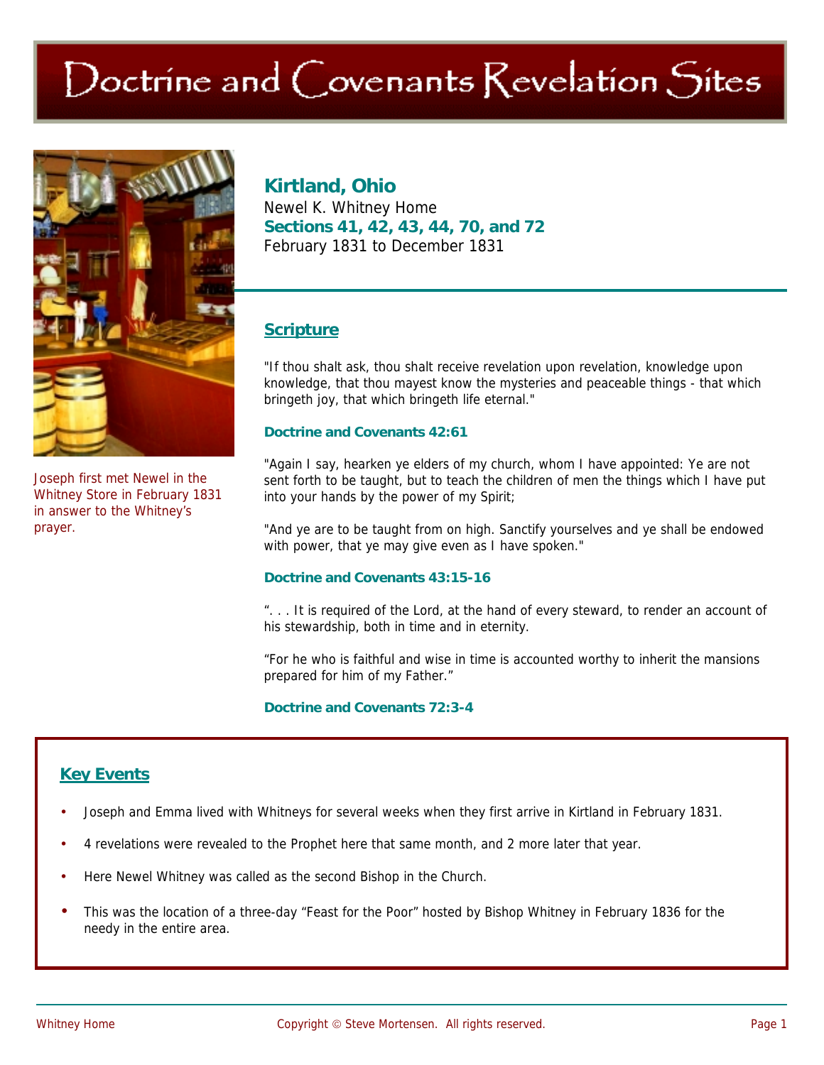# Doctrine and Covenants Revelation Sites

Joseph first met Newel in the Whitney Store in February 1831 in answer to the Whitney's prayer.

## Kirtland, Ohio

Newel K. Whitney Home

**Sections 41, 42, 43, 44, 70, and 72**

February 1831 to December 1831

### Scripture

"If thou shalt ask, thou shalt receive revelation upon revelation, knowledge upon knowledge, that thou mayest know the mysteries and peaceable things - that which bringeth joy, that which bringeth life eternal."

**Doctrine and Covenants 42:61**

"Again I say, hearken ye elders of my church, whom I have appointed: Ye are not sent forth to be taught, but to teach the children of men the things which I have put into your hands by the power of my Spirit;

"And ye are to be taught from on high. Sanctify yourselves and ye shall be endowed with power, that ye may give even as I have spoken."

**Doctrine and Covenants 43:15-16**

". . . It is required of the Lord, at the hand of every steward, to render an account of his stewardship, both in time and in eternity.

"For he who is faithful and wise in time is accounted worthy to inherit the mansions prepared for him of my Father."

**Doctrine and Covenants 72:3-4**

### Key Events

- Joseph and Emma lived with Whitneys for several weeks when they first arrive in Kirtland in February 1831.
- 4 revelations were revealed to the Prophet here that same month, and 2 more later that year.
- Here Newel Whitney was called as the second Bishop in the Church.
- This was the location of a three-day "Feast for the Poor" hosted by Bishop Whitney in February 1836 for the needy in the entire area.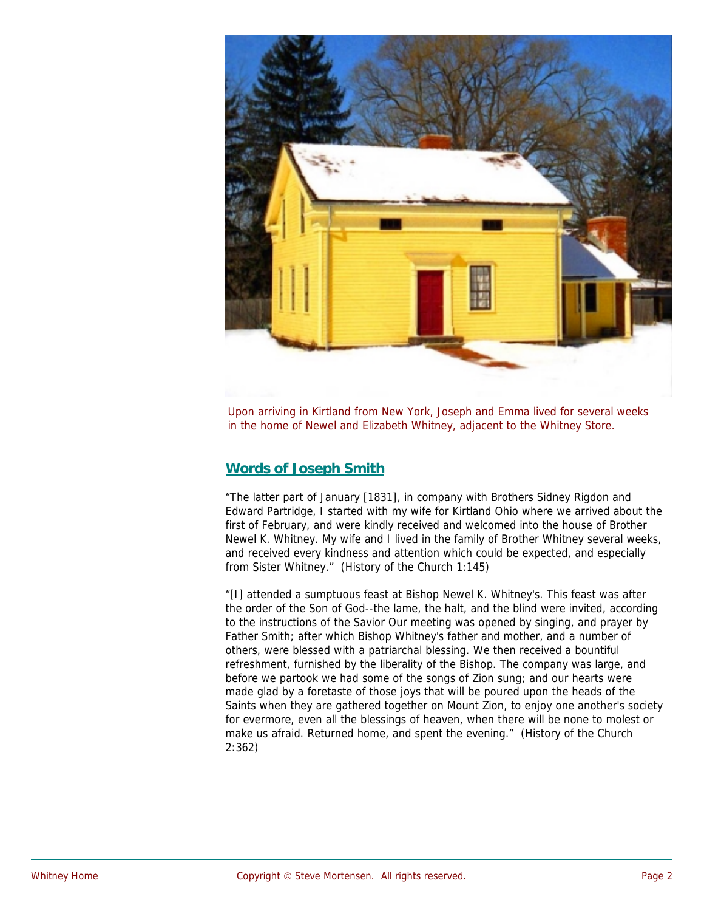Upon arriving in Kirtland from New York, Joseph and Emma lived for several weeks in the home of Newel and Elizabeth Whitney, adjacent to the Whitney Store.

## Words of Joseph Smith

"The latter part of January [1831], in company with Brothers Sidney Rigdon and Edward Partridge, I started with my wife for Kirtland Ohio where we arrived about the first of February, and were kindly received and welcomed into the house of Brother Newel K. Whitney. My wife and I lived in the family of Brother Whitney several weeks, and received every kindness and attention which could be expected, and especially from Sister Whitney." (History of the Church 1:145)

"[I] attended a sumptuous feast at Bishop Newel K. Whitney's. This feast was after the order of the Son of God--the lame, the halt, and the blind were invited, according to the instructions of the Savior Our meeting was opened by singing, and prayer by Father Smith; after which Bishop Whitney's father and mother, and a number of others, were blessed with a patriarchal blessing. We then received a bountiful refreshment, furnished by the liberality of the Bishop. The company was large, and before we partook we had some of the songs of Zion sung; and our hearts were made glad by a foretaste of those joys that will be poured upon the heads of the Saints when they are gathered together on Mount Zion, to enjoy one another's society for evermore, even all the blessings of heaven, when there will be none to molest or make us afraid. Returned home, and spent the evening." (History of the Church 2:362)